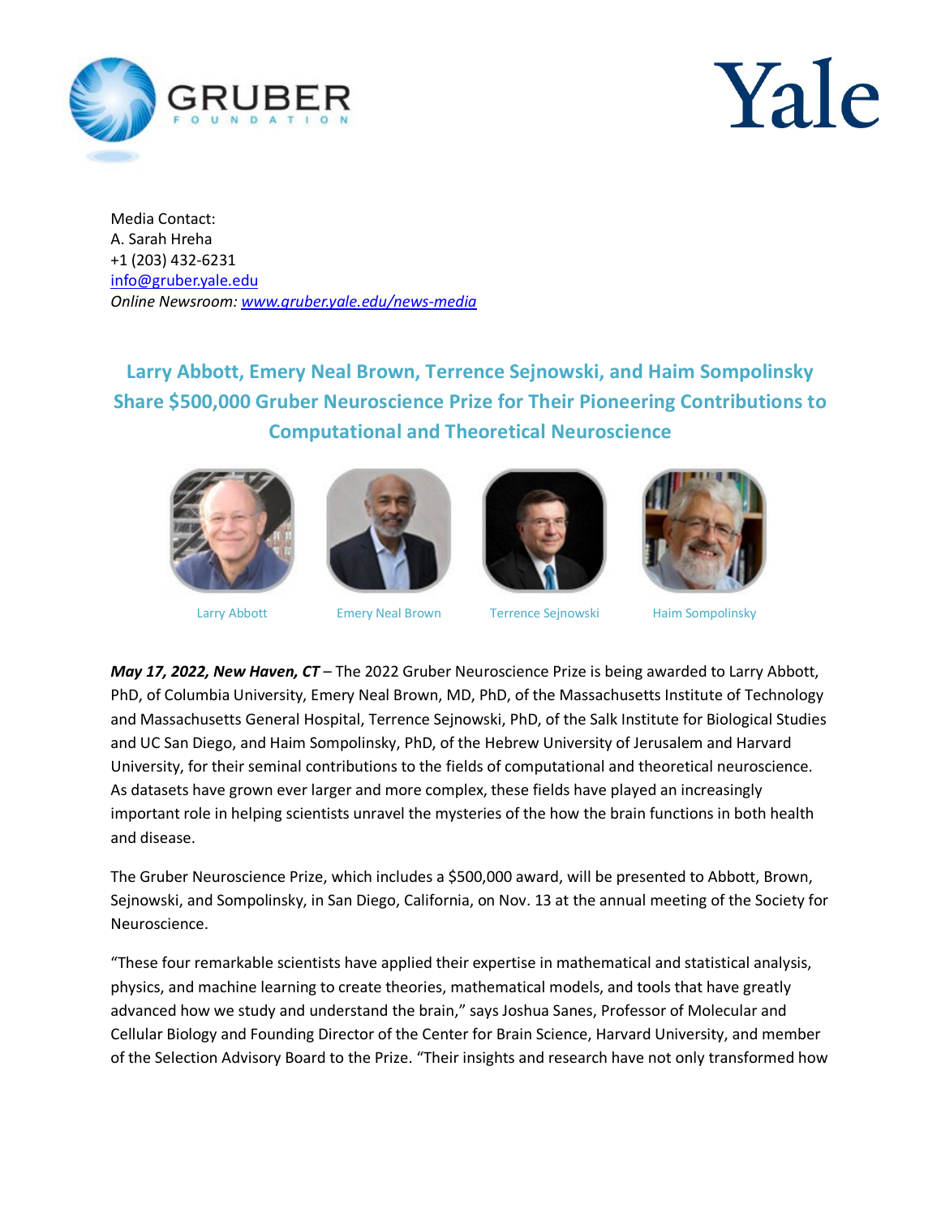Media Contact:
A. Sarah Hreha
+1 (203) 432-6231
info@gruber.yale.edu
*Online Newsroom: www.gruber.yale.edu/news-media*

## Larry Abbott, Emery Neal Brown, Terrence Sejnowski, and Haim Sompolinsky Share $500,000 Gruber Neuroscience Prize for Their Pioneering Contributions to Computational and Theoretical Neuroscience

Larry Abbott Emery Neal Brown Terrence Sejnowski Haim Sompolinsky

***May 17, 2022, New Haven, CT*** – The 2022 Gruber Neuroscience Prize is being awarded to Larry Abbott, PhD, of Columbia University, Emery Neal Brown, MD, PhD, of the Massachusetts Institute of Technology and Massachusetts General Hospital, Terrence Sejnowski, PhD, of the Salk Institute for Biological Studies and UC San Diego, and Haim Sompolinsky, PhD, of the Hebrew University of Jerusalem and Harvard University, for their seminal contributions to the fields of computational and theoretical neuroscience. As datasets have grown ever larger and more complex, these fields have played an increasingly important role in helping scientists unravel the mysteries of the how the brain functions in both health and disease.

The Gruber Neuroscience Prize, which includes a $500,000 award, will be presented to Abbott, Brown, Sejnowski, and Sompolinsky, in San Diego, California, on Nov. 13 at the annual meeting of the Society for Neuroscience.

"These four remarkable scientists have applied their expertise in mathematical and statistical analysis, physics, and machine learning to create theories, mathematical models, and tools that have greatly advanced how we study and understand the brain," says Joshua Sanes, Professor of Molecular and Cellular Biology and Founding Director of the Center for Brain Science, Harvard University, and member of the Selection Advisory Board to the Prize. "Their insights and research have not only transformed how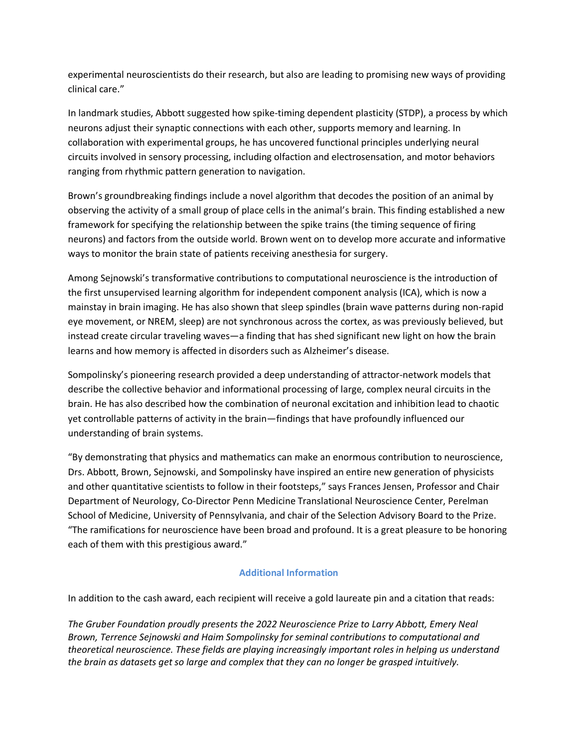experimental neuroscientists do their research, but also are leading to promising new ways of providing clinical care."

In landmark studies, Abbott suggested how spike-timing dependent plasticity (STDP), a process by which neurons adjust their synaptic connections with each other, supports memory and learning. In collaboration with experimental groups, he has uncovered functional principles underlying neural circuits involved in sensory processing, including olfaction and electrosensation, and motor behaviors ranging from rhythmic pattern generation to navigation.

Brown's groundbreaking findings include a novel algorithm that decodes the position of an animal by observing the activity of a small group of place cells in the animal's brain. This finding established a new framework for specifying the relationship between the spike trains (the timing sequence of firing neurons) and factors from the outside world. Brown went on to develop more accurate and informative ways to monitor the brain state of patients receiving anesthesia for surgery.

Among Sejnowski's transformative contributions to computational neuroscience is the introduction of the first unsupervised learning algorithm for independent component analysis (ICA), which is now a mainstay in brain imaging. He has also shown that sleep spindles (brain wave patterns during non-rapid eye movement, or NREM, sleep) are not synchronous across the cortex, as was previously believed, but instead create circular traveling waves—a finding that has shed significant new light on how the brain learns and how memory is affected in disorders such as Alzheimer's disease.

Sompolinsky's pioneering research provided a deep understanding of attractor-network models that describe the collective behavior and informational processing of large, complex neural circuits in the brain. He has also described how the combination of neuronal excitation and inhibition lead to chaotic yet controllable patterns of activity in the brain—findings that have profoundly influenced our understanding of brain systems.

"By demonstrating that physics and mathematics can make an enormous contribution to neuroscience, Drs. Abbott, Brown, Sejnowski, and Sompolinsky have inspired an entire new generation of physicists and other quantitative scientists to follow in their footsteps," says Frances Jensen, Professor and Chair Department of Neurology, Co-Director Penn Medicine Translational Neuroscience Center, Perelman School of Medicine, University of Pennsylvania, and chair of the Selection Advisory Board to the Prize. "The ramifications for neuroscience have been broad and profound. It is a great pleasure to be honoring each of them with this prestigious award."

## Additional Information

In addition to the cash award, each recipient will receive a gold laureate pin and a citation that reads:

*The Gruber Foundation proudly presents the 2022 Neuroscience Prize to Larry Abbott, Emery Neal Brown, Terrence Sejnowski and Haim Sompolinsky for seminal contributions to computational and theoretical neuroscience. These fields are playing increasingly important roles in helping us understand the brain as datasets get so large and complex that they can no longer be grasped intuitively.*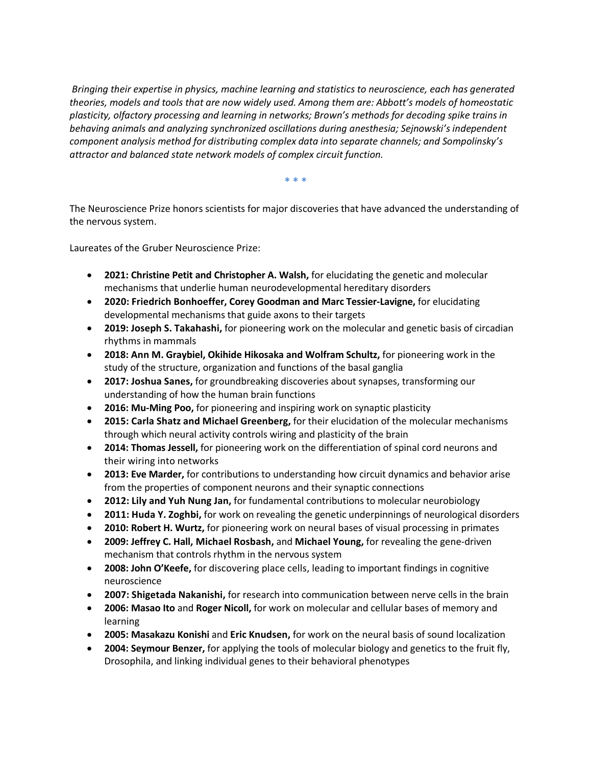*Bringing their expertise in physics, machine learning and statistics to neuroscience, each has generated theories, models and tools that are now widely used. Among them are: Abbott's models of homeostatic plasticity, olfactory processing and learning in networks; Brown's methods for decoding spike trains in behaving animals and analyzing synchronized oscillations during anesthesia; Sejnowski's independent component analysis method for distributing complex data into separate channels; and Sompolinsky's attractor and balanced state network models of complex circuit function.*

\* \* \*

The Neuroscience Prize honors scientists for major discoveries that have advanced the understanding of the nervous system.

Laureates of the Gruber Neuroscience Prize:

- **2021: Christine Petit and Christopher A. Walsh,** for elucidating the genetic and molecular mechanisms that underlie human neurodevelopmental hereditary disorders
- **2020: Friedrich Bonhoeffer, Corey Goodman and Marc Tessier-Lavigne,** for elucidating developmental mechanisms that guide axons to their targets
- **2019: Joseph S. Takahashi,** for pioneering work on the molecular and genetic basis of circadian rhythms in mammals
- **2018: Ann M. Graybiel, Okihide Hikosaka and Wolfram Schultz,** for pioneering work in the study of the structure, organization and functions of the basal ganglia
- **2017: Joshua Sanes,** for groundbreaking discoveries about synapses, transforming our understanding of how the human brain functions
- **2016: Mu-Ming Poo,** for pioneering and inspiring work on synaptic plasticity
- **2015: Carla Shatz and Michael Greenberg,** for their elucidation of the molecular mechanisms through which neural activity controls wiring and plasticity of the brain
- **2014: Thomas Jessell,** for pioneering work on the differentiation of spinal cord neurons and their wiring into networks
- **2013: Eve Marder,** for contributions to understanding how circuit dynamics and behavior arise from the properties of component neurons and their synaptic connections
- **2012: Lily and Yuh Nung Jan,** for fundamental contributions to molecular neurobiology
- **2011: Huda Y. Zoghbi,** for work on revealing the genetic underpinnings of neurological disorders
- **2010: Robert H. Wurtz,** for pioneering work on neural bases of visual processing in primates
- **2009: Jeffrey C. Hall, Michael Rosbash,** and **Michael Young,** for revealing the gene-driven mechanism that controls rhythm in the nervous system
- **2008: John O'Keefe,** for discovering place cells, leading to important findings in cognitive neuroscience
- **2007: Shigetada Nakanishi,** for research into communication between nerve cells in the brain
- **2006: Masao Ito** and **Roger Nicoll,** for work on molecular and cellular bases of memory and learning
- **2005: Masakazu Konishi** and **Eric Knudsen,** for work on the neural basis of sound localization
- **2004: Seymour Benzer,** for applying the tools of molecular biology and genetics to the fruit fly, Drosophila, and linking individual genes to their behavioral phenotypes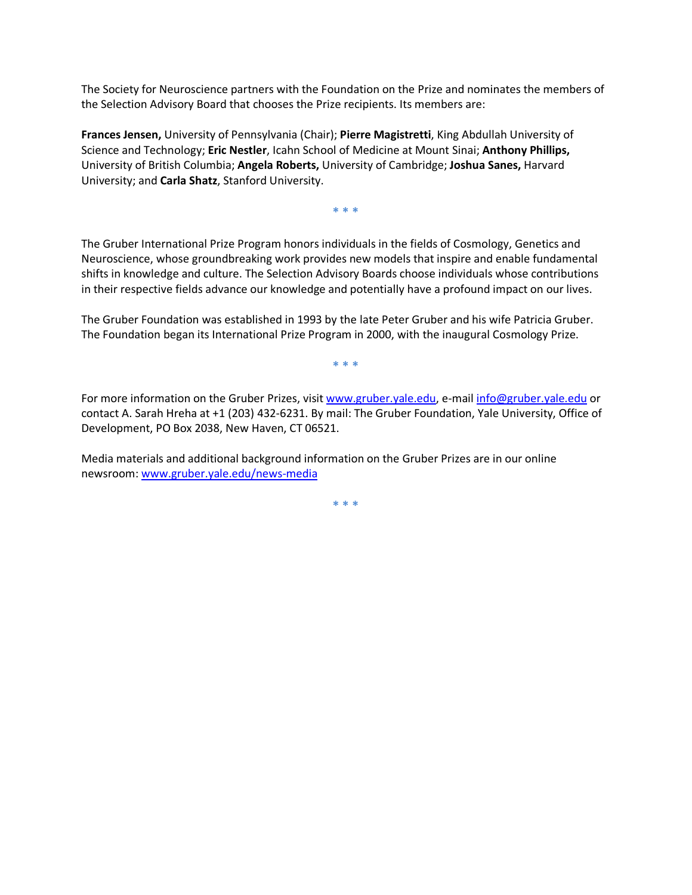The Society for Neuroscience partners with the Foundation on the Prize and nominates the members of the Selection Advisory Board that chooses the Prize recipients. Its members are:

**Frances Jensen,** University of Pennsylvania (Chair); **Pierre Magistretti**, King Abdullah University of Science and Technology; **Eric Nestler**, Icahn School of Medicine at Mount Sinai; **Anthony Phillips,** University of British Columbia; **Angela Roberts,** University of Cambridge; **Joshua Sanes,** Harvard University; and **Carla Shatz**, Stanford University.

* * *

The Gruber International Prize Program honors individuals in the fields of Cosmology, Genetics and Neuroscience, whose groundbreaking work provides new models that inspire and enable fundamental shifts in knowledge and culture. The Selection Advisory Boards choose individuals whose contributions in their respective fields advance our knowledge and potentially have a profound impact on our lives.

The Gruber Foundation was established in 1993 by the late Peter Gruber and his wife Patricia Gruber. The Foundation began its International Prize Program in 2000, with the inaugural Cosmology Prize.

* * *

For more information on the Gruber Prizes, visit [www.gruber.yale.edu](www.gruber.yale.edu), e-mail [info@gruber.yale.edu](mailto:info@gruber.yale.edu) or contact A. Sarah Hreha at +1 (203) 432-6231. By mail: The Gruber Foundation, Yale University, Office of Development, PO Box 2038, New Haven, CT 06521.

Media materials and additional background information on the Gruber Prizes are in our online newsroom: [www.gruber.yale.edu/news-media](www.gruber.yale.edu/news-media)

* * *